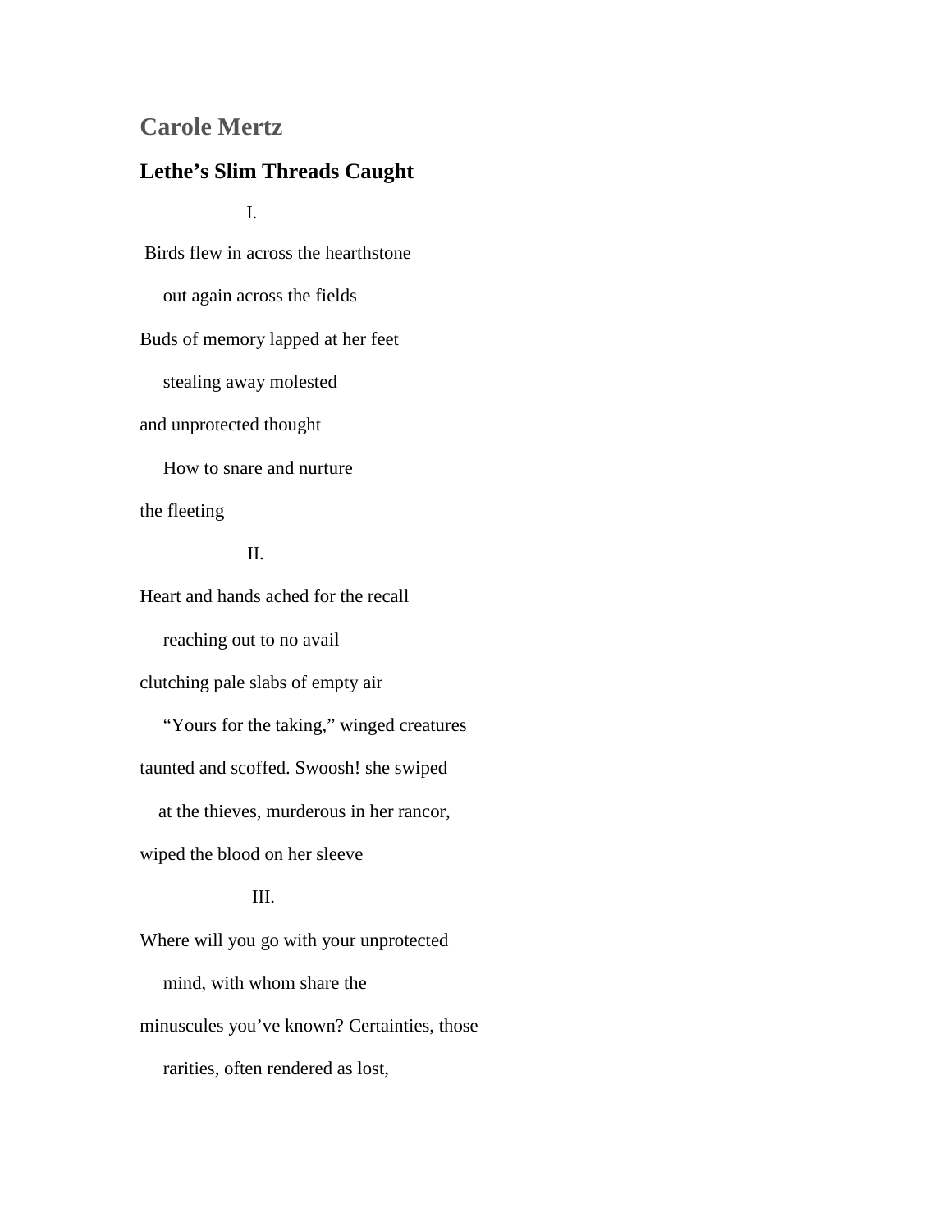## Carole Mertz

### Lethe's Slim Threads Caught

I.

Birds flew in across the hearthstone

out again across the fields

Buds of memory lapped at her feet

stealing away molested

and unprotected thought

How to snare and nurture

the fleeting

II.

Heart and hands ached for the recall

reaching out to no avail

clutching pale slabs of empty air

"Yours for the taking," winged creatures

taunted and scoffed. Swoosh! she swiped

at the thieves, murderous in her rancor,

wiped the blood on her sleeve

III.

Where will you go with your unprotected

mind, with whom share the

minuscules you've known? Certainties, those

rarities, often rendered as lost,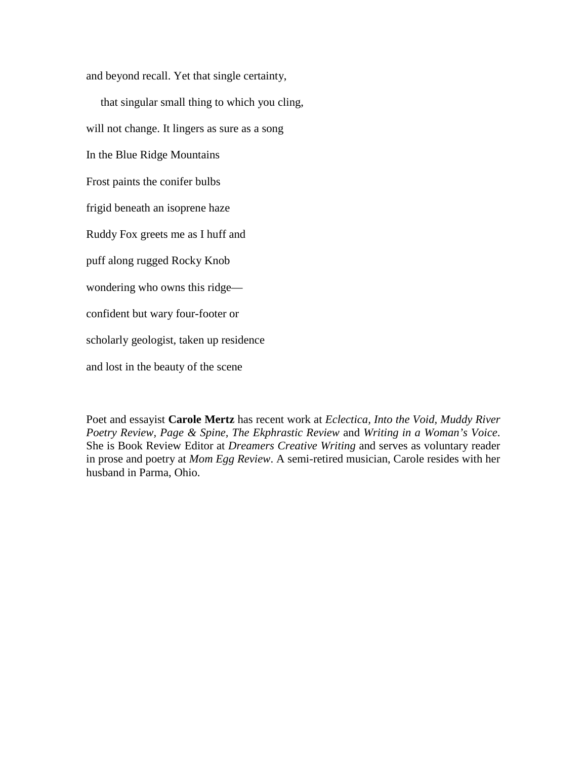and beyond recall. Yet that single certainty,

    that singular small thing to which you cling,

will not change. It lingers as sure as a song

In the Blue Ridge Mountains

Frost paints the conifer bulbs

frigid beneath an isoprene haze

Ruddy Fox greets me as I huff and

puff along rugged Rocky Knob

wondering who owns this ridge—

confident but wary four-footer or

scholarly geologist, taken up residence

and lost in the beauty of the scene

Poet and essayist **Carole Mertz** has recent work at *Eclectica*, *Into the Void*, *Muddy River Poetry Review*, *Page & Spine*, *The Ekphrastic Review* and *Writing in a Woman's Voice*. She is Book Review Editor at *Dreamers Creative Writing* and serves as voluntary reader in prose and poetry at *Mom Egg Review*. A semi-retired musician, Carole resides with her husband in Parma, Ohio.